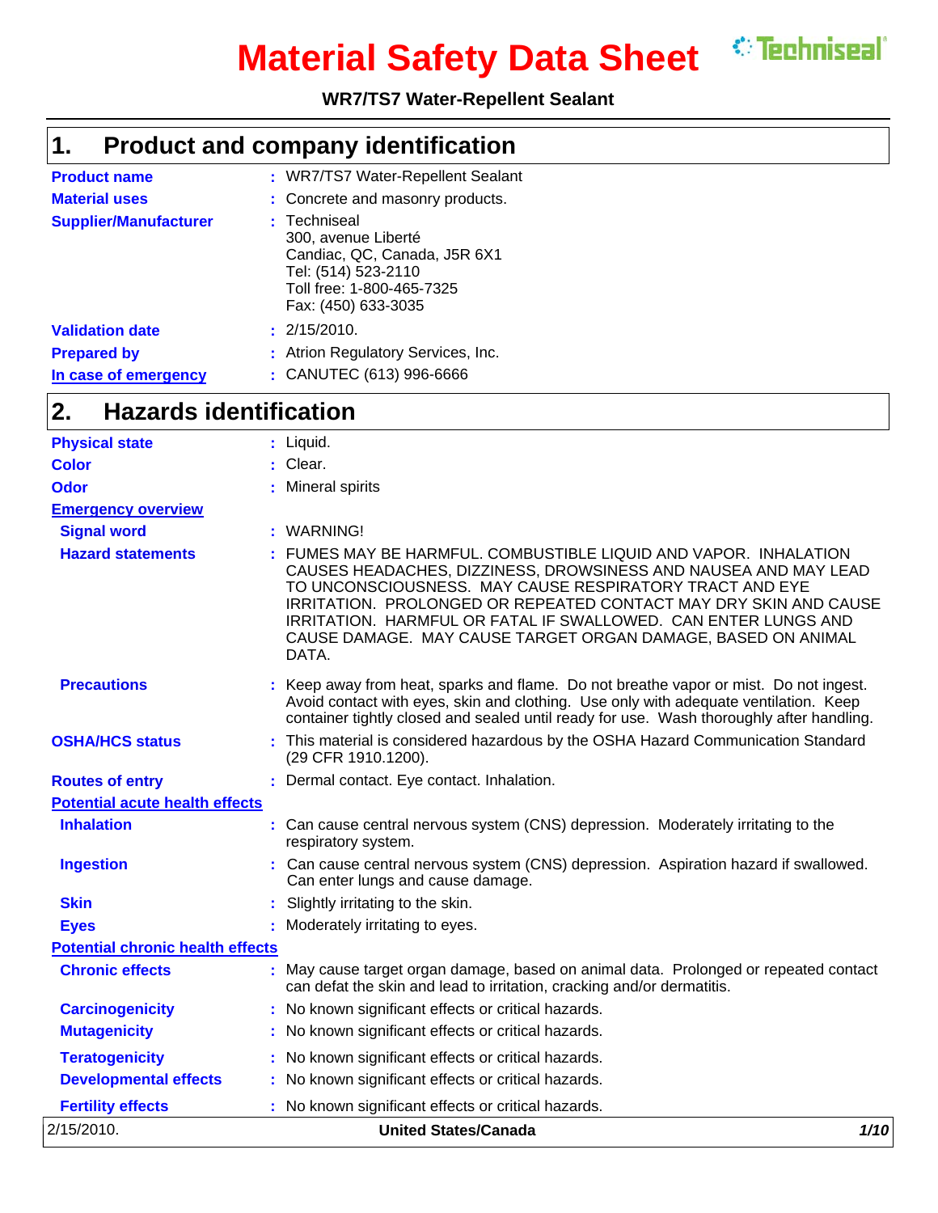# Material Safety Data Sheet

**WR7/TS7 Water-Repellent Sealant**

## 1. Product and company identification

| | |
|---|---|
| **Product name** | : WR7/TS7 Water-Repellent Sealant |
| **Material uses** | : Concrete and masonry products. |
| **Supplier/Manufacturer** | : Techniseal<br>300, avenue Liberté<br>Candiac, QC, Canada, J5R 6X1<br>Tel: (514) 523-2110<br>Toll free: 1-800-465-7325<br>Fax: (450) 633-3035 |
| **Validation date** | : 2/15/2010. |
| **Prepared by** | : Atrion Regulatory Services, Inc. |
| **In case of emergency** | : CANUTEC (613) 996-6666 |

## 2. Hazards identification

**Physical state** : Liquid.

**Color** : Clear.

**Odor** : Mineral spirits

**Emergency overview**

**Signal word** : WARNING!

**Hazard statements** : FUMES MAY BE HARMFUL. COMBUSTIBLE LIQUID AND VAPOR. INHALATION CAUSES HEADACHES, DIZZINESS, DROWSINESS AND NAUSEA AND MAY LEAD TO UNCONSCIOUSNESS. MAY CAUSE RESPIRATORY TRACT AND EYE IRRITATION. PROLONGED OR REPEATED CONTACT MAY DRY SKIN AND CAUSE IRRITATION. HARMFUL OR FATAL IF SWALLOWED. CAN ENTER LUNGS AND CAUSE DAMAGE. MAY CAUSE TARGET ORGAN DAMAGE, BASED ON ANIMAL DATA.

**Precautions** : Keep away from heat, sparks and flame. Do not breathe vapor or mist. Do not ingest. Avoid contact with eyes, skin and clothing. Use only with adequate ventilation. Keep container tightly closed and sealed until ready for use. Wash thoroughly after handling.

**OSHA/HCS status** : This material is considered hazardous by the OSHA Hazard Communication Standard (29 CFR 1910.1200).

**Routes of entry** : Dermal contact. Eye contact. Inhalation.

**Potential acute health effects**

**Inhalation** : Can cause central nervous system (CNS) depression. Moderately irritating to the respiratory system.

**Ingestion** : Can cause central nervous system (CNS) depression. Aspiration hazard if swallowed. Can enter lungs and cause damage.

**Skin** : Slightly irritating to the skin.

**Eyes** : Moderately irritating to eyes.

**Potential chronic health effects**

**Chronic effects** : May cause target organ damage, based on animal data. Prolonged or repeated contact can defat the skin and lead to irritation, cracking and/or dermatitis.

**Carcinogenicity** : No known significant effects or critical hazards.

**Mutagenicity** : No known significant effects or critical hazards.

**Teratogenicity** : No known significant effects or critical hazards.

**Developmental effects** : No known significant effects or critical hazards.

**Fertility effects** : No known significant effects or critical hazards.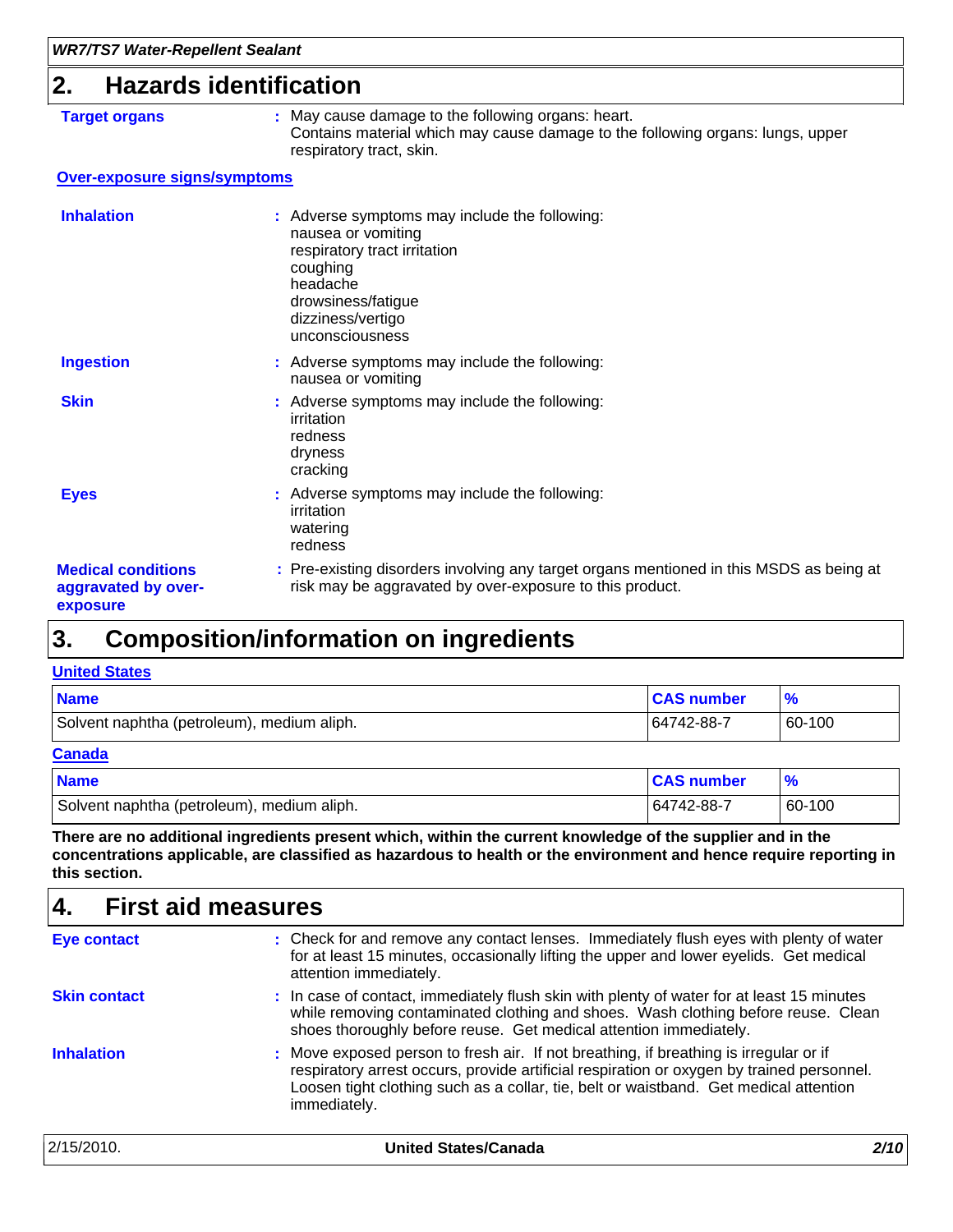## 2. Hazards identification

**Target organs** : May cause damage to the following organs: heart.
Contains material which may cause damage to the following organs: lungs, upper respiratory tract, skin.

**Over-exposure signs/symptoms**

**Inhalation** : Adverse symptoms may include the following:
nausea or vomiting
respiratory tract irritation
coughing
headache
drowsiness/fatigue
dizziness/vertigo
unconsciousness

**Ingestion** : Adverse symptoms may include the following:
nausea or vomiting

**Skin** : Adverse symptoms may include the following:
irritation
redness
dryness
cracking

**Eyes** : Adverse symptoms may include the following:
irritation
watering
redness

**Medical conditions aggravated by over-exposure** : Pre-existing disorders involving any target organs mentioned in this MSDS as being at risk may be aggravated by over-exposure to this product.

## 3. Composition/information on ingredients

**United States**

| Name | CAS number | % |
|---|---|---|
| Solvent naphtha (petroleum), medium aliph. | 64742-88-7 | 60-100 |

**Canada**

| Name | CAS number | % |
|---|---|---|
| Solvent naphtha (petroleum), medium aliph. | 64742-88-7 | 60-100 |

**There are no additional ingredients present which, within the current knowledge of the supplier and in the concentrations applicable, are classified as hazardous to health or the environment and hence require reporting in this section.**

## 4. First aid measures

**Eye contact** : Check for and remove any contact lenses. Immediately flush eyes with plenty of water for at least 15 minutes, occasionally lifting the upper and lower eyelids. Get medical attention immediately.

**Skin contact** : In case of contact, immediately flush skin with plenty of water for at least 15 minutes while removing contaminated clothing and shoes. Wash clothing before reuse. Clean shoes thoroughly before reuse. Get medical attention immediately.

**Inhalation** : Move exposed person to fresh air. If not breathing, if breathing is irregular or if respiratory arrest occurs, provide artificial respiration or oxygen by trained personnel. Loosen tight clothing such as a collar, tie, belt or waistband. Get medical attention immediately.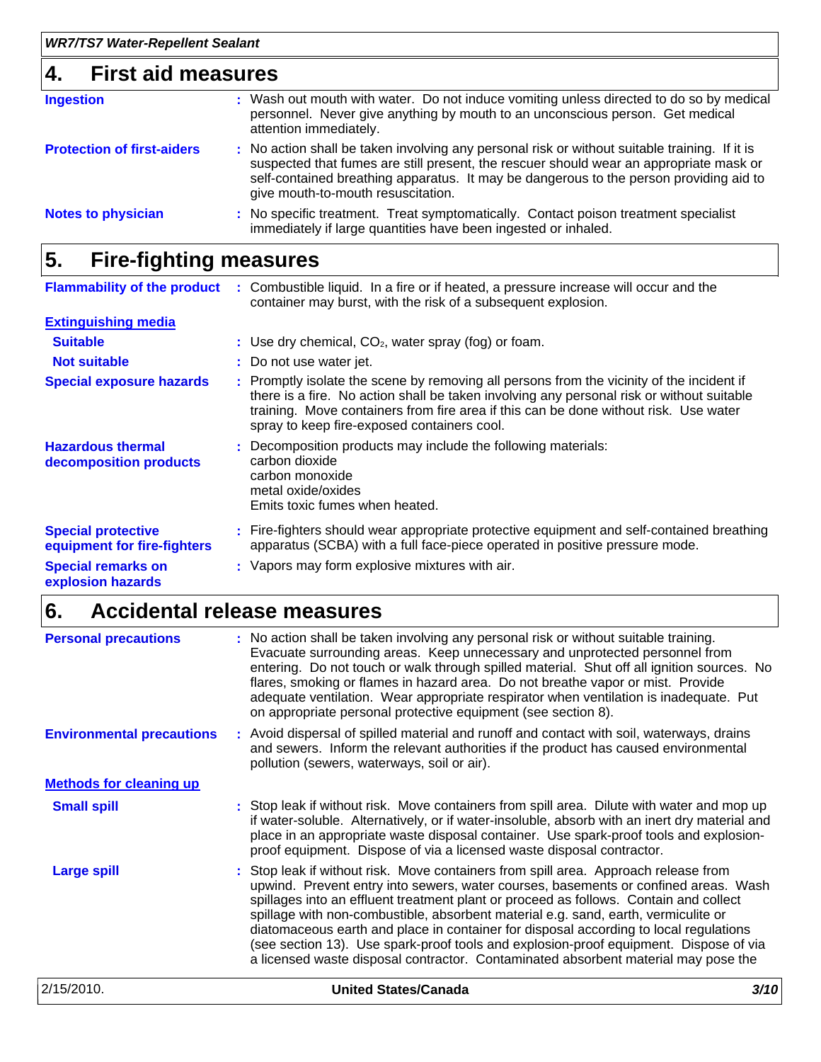## 4. First aid measures

**Ingestion** : Wash out mouth with water. Do not induce vomiting unless directed to do so by medical personnel. Never give anything by mouth to an unconscious person. Get medical attention immediately.

**Protection of first-aiders** : No action shall be taken involving any personal risk or without suitable training. If it is suspected that fumes are still present, the rescuer should wear an appropriate mask or self-contained breathing apparatus. It may be dangerous to the person providing aid to give mouth-to-mouth resuscitation.

**Notes to physician** : No specific treatment. Treat symptomatically. Contact poison treatment specialist immediately if large quantities have been ingested or inhaled.

## 5. Fire-fighting measures

**Flammability of the product** : Combustible liquid. In a fire or if heated, a pressure increase will occur and the container may burst, with the risk of a subsequent explosion.

**Extinguishing media**

**Suitable** : Use dry chemical, $CO_2$, water spray (fog) or foam.

**Not suitable** : Do not use water jet.

**Special exposure hazards** : Promptly isolate the scene by removing all persons from the vicinity of the incident if there is a fire. No action shall be taken involving any personal risk or without suitable training. Move containers from fire area if this can be done without risk. Use water spray to keep fire-exposed containers cool.

**Hazardous thermal decomposition products** : Decomposition products may include the following materials:
carbon dioxide
carbon monoxide
metal oxide/oxides
Emits toxic fumes when heated.

**Special protective equipment for fire-fighters** : Fire-fighters should wear appropriate protective equipment and self-contained breathing apparatus (SCBA) with a full face-piece operated in positive pressure mode.

**Special remarks on explosion hazards** : Vapors may form explosive mixtures with air.

## 6. Accidental release measures

**Personal precautions** : No action shall be taken involving any personal risk or without suitable training. Evacuate surrounding areas. Keep unnecessary and unprotected personnel from entering. Do not touch or walk through spilled material. Shut off all ignition sources. No flares, smoking or flames in hazard area. Do not breathe vapor or mist. Provide adequate ventilation. Wear appropriate respirator when ventilation is inadequate. Put on appropriate personal protective equipment (see section 8).

**Environmental precautions** : Avoid dispersal of spilled material and runoff and contact with soil, waterways, drains and sewers. Inform the relevant authorities if the product has caused environmental pollution (sewers, waterways, soil or air).

**Methods for cleaning up**

**Small spill** : Stop leak if without risk. Move containers from spill area. Dilute with water and mop up if water-soluble. Alternatively, or if water-insoluble, absorb with an inert dry material and place in an appropriate waste disposal container. Use spark-proof tools and explosion-proof equipment. Dispose of via a licensed waste disposal contractor.

**Large spill** : Stop leak if without risk. Move containers from spill area. Approach release from upwind. Prevent entry into sewers, water courses, basements or confined areas. Wash spillages into an effluent treatment plant or proceed as follows. Contain and collect spillage with non-combustible, absorbent material e.g. sand, earth, vermiculite or diatomaceous earth and place in container for disposal according to local regulations (see section 13). Use spark-proof tools and explosion-proof equipment. Dispose of via a licensed waste disposal contractor. Contaminated absorbent material may pose the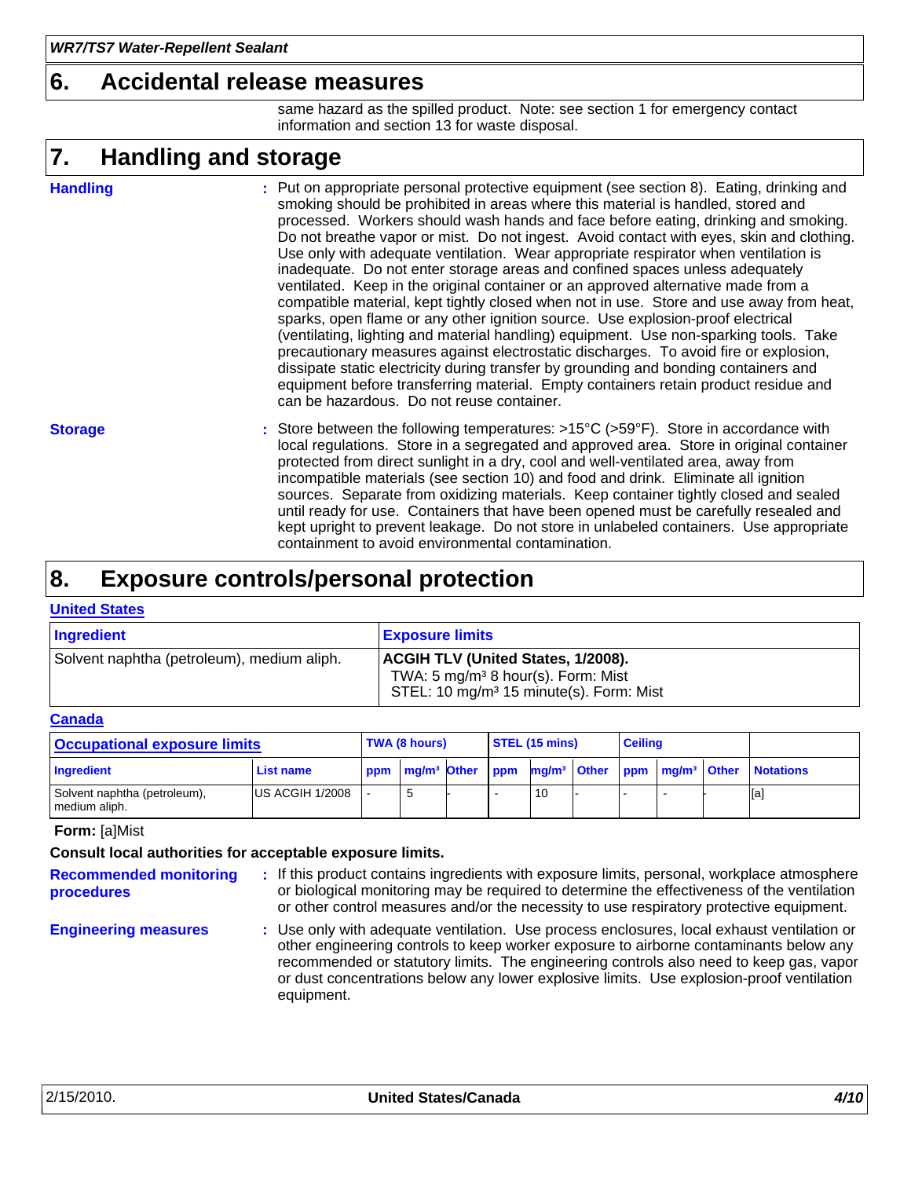## 6. Accidental release measures

same hazard as the spilled product. Note: see section 1 for emergency contact information and section 13 for waste disposal.

## 7. Handling and storage

**Handling** : Put on appropriate personal protective equipment (see section 8). Eating, drinking and smoking should be prohibited in areas where this material is handled, stored and processed. Workers should wash hands and face before eating, drinking and smoking. Do not breathe vapor or mist. Do not ingest. Avoid contact with eyes, skin and clothing. Use only with adequate ventilation. Wear appropriate respirator when ventilation is inadequate. Do not enter storage areas and confined spaces unless adequately ventilated. Keep in the original container or an approved alternative made from a compatible material, kept tightly closed when not in use. Store and use away from heat, sparks, open flame or any other ignition source. Use explosion-proof electrical (ventilating, lighting and material handling) equipment. Use non-sparking tools. Take precautionary measures against electrostatic discharges. To avoid fire or explosion, dissipate static electricity during transfer by grounding and bonding containers and equipment before transferring material. Empty containers retain product residue and can be hazardous. Do not reuse container.

**Storage** : Store between the following temperatures: >15°C (>59°F). Store in accordance with local regulations. Store in a segregated and approved area. Store in original container protected from direct sunlight in a dry, cool and well-ventilated area, away from incompatible materials (see section 10) and food and drink. Eliminate all ignition sources. Separate from oxidizing materials. Keep container tightly closed and sealed until ready for use. Containers that have been opened must be carefully resealed and kept upright to prevent leakage. Do not store in unlabeled containers. Use appropriate containment to avoid environmental contamination.

## 8. Exposure controls/personal protection

**United States**

| Ingredient | Exposure limits |
|---|---|
| Solvent naphtha (petroleum), medium aliph. | **ACGIH TLV (United States, 1/2008).**<br>TWA: 5 mg/m³ 8 hour(s). Form: Mist<br>STEL: 10 mg/m³ 15 minute(s). Form: Mist |

**Canada**

| Occupational exposure limits | | TWA (8 hours) | | | STEL (15 mins) | | | Ceiling | | | |
|---|---|---|---|---|---|---|---|---|---|---|---|
| Ingredient | List name | ppm | mg/m³ | Other | ppm | mg/m³ | Other | ppm | mg/m³ | Other | Notations |
| Solvent naphtha (petroleum), medium aliph. | US ACGIH 1/2008 | - | 5 | - | - | 10 | - | - | - | - | [a] |

**Form:** [a]Mist

**Consult local authorities for acceptable exposure limits.**

**Recommended monitoring procedures** : If this product contains ingredients with exposure limits, personal, workplace atmosphere or biological monitoring may be required to determine the effectiveness of the ventilation or other control measures and/or the necessity to use respiratory protective equipment.

**Engineering measures** : Use only with adequate ventilation. Use process enclosures, local exhaust ventilation or other engineering controls to keep worker exposure to airborne contaminants below any recommended or statutory limits. The engineering controls also need to keep gas, vapor or dust concentrations below any lower explosive limits. Use explosion-proof ventilation equipment.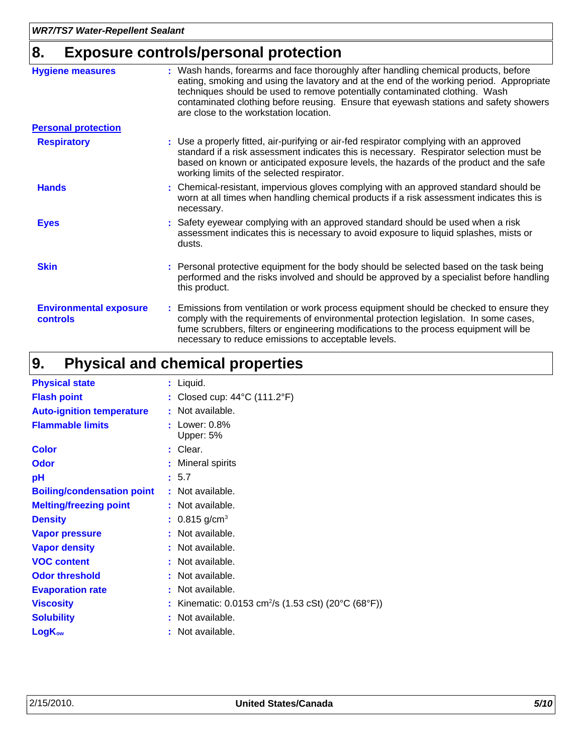## 8. Exposure controls/personal protection

**Hygiene measures** : Wash hands, forearms and face thoroughly after handling chemical products, before eating, smoking and using the lavatory and at the end of the working period. Appropriate techniques should be used to remove potentially contaminated clothing. Wash contaminated clothing before reusing. Ensure that eyewash stations and safety showers are close to the workstation location.

**Personal protection**

**Respiratory** : Use a properly fitted, air-purifying or air-fed respirator complying with an approved standard if a risk assessment indicates this is necessary. Respirator selection must be based on known or anticipated exposure levels, the hazards of the product and the safe working limits of the selected respirator.

**Hands** : Chemical-resistant, impervious gloves complying with an approved standard should be worn at all times when handling chemical products if a risk assessment indicates this is necessary.

**Eyes** : Safety eyewear complying with an approved standard should be used when a risk assessment indicates this is necessary to avoid exposure to liquid splashes, mists or dusts.

**Skin** : Personal protective equipment for the body should be selected based on the task being performed and the risks involved and should be approved by a specialist before handling this product.

**Environmental exposure controls** : Emissions from ventilation or work process equipment should be checked to ensure they comply with the requirements of environmental protection legislation. In some cases, fume scrubbers, filters or engineering modifications to the process equipment will be necessary to reduce emissions to acceptable levels.

## 9. Physical and chemical properties

| Property | Value |
|---|---|
| **Physical state** | Liquid. |
| **Flash point** | Closed cup: 44°C (111.2°F) |
| **Auto-ignition temperature** | Not available. |
| **Flammable limits** | Lower: 0.8%<br>Upper: 5% |
| **Color** | Clear. |
| **Odor** | Mineral spirits |
| **pH** | 5.7 |
| **Boiling/condensation point** | Not available. |
| **Melting/freezing point** | Not available. |
| **Density** | 0.815 g/cm$^3$ |
| **Vapor pressure** | Not available. |
| **Vapor density** | Not available. |
| **VOC content** | Not available. |
| **Odor threshold** | Not available. |
| **Evaporation rate** | Not available. |
| **Viscosity** | Kinematic: 0.0153 cm$^2$/s (1.53 cSt) (20°C (68°F)) |
| **Solubility** | Not available. |
| **$LogK_{ow}$** | Not available. |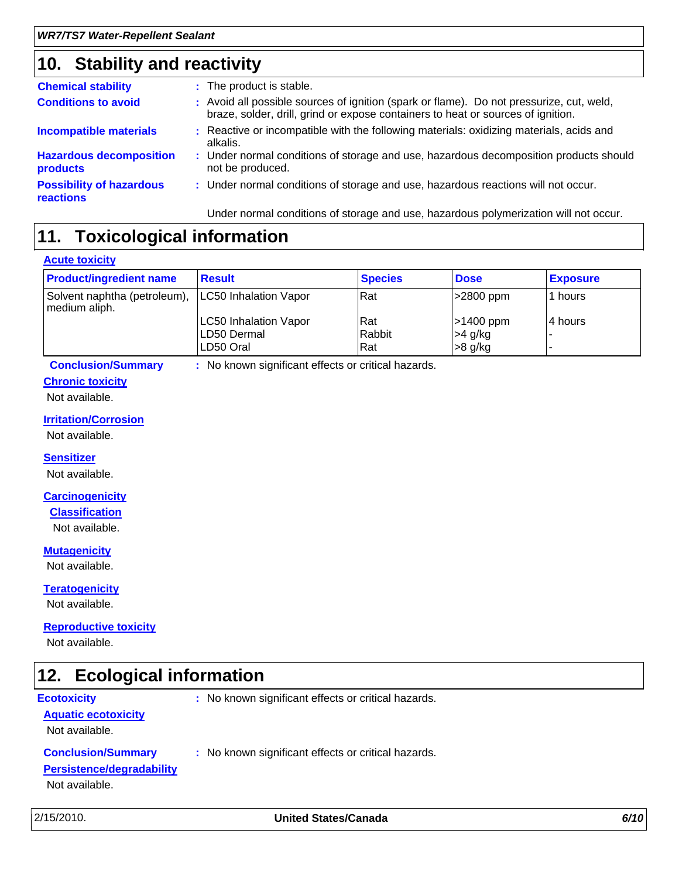## 10. Stability and reactivity

**Chemical stability** : The product is stable.

**Conditions to avoid** : Avoid all possible sources of ignition (spark or flame). Do not pressurize, cut, weld, braze, solder, drill, grind or expose containers to heat or sources of ignition.

**Incompatible materials** : Reactive or incompatible with the following materials: oxidizing materials, acids and alkalis.

**Hazardous decomposition products** : Under normal conditions of storage and use, hazardous decomposition products should not be produced.

**Possibility of hazardous reactions** : Under normal conditions of storage and use, hazardous reactions will not occur.

Under normal conditions of storage and use, hazardous polymerization will not occur.

## 11. Toxicological information

### Acute toxicity

| Product/ingredient name | Result | Species | Dose | Exposure |
|---|---|---|---|---|
| Solvent naphtha (petroleum), medium aliph. | LC50 Inhalation Vapor | Rat | >2800 ppm | 1 hours |
| | LC50 Inhalation Vapor | Rat | >1400 ppm | 4 hours |
| | LD50 Dermal | Rabbit | >4 g/kg | - |
| | LD50 Oral | Rat | >8 g/kg | - |

**Conclusion/Summary** : No known significant effects or critical hazards.

### Chronic toxicity

Not available.

### Irritation/Corrosion

Not available.

### Sensitizer

Not available.

### Carcinogenicity

#### Classification

Not available.

### Mutagenicity

Not available.

### Teratogenicity

Not available.

### Reproductive toxicity

Not available.

## 12. Ecological information

**Ecotoxicity** : No known significant effects or critical hazards.

### Aquatic ecotoxicity

Not available.

**Conclusion/Summary** : No known significant effects or critical hazards.

### Persistence/degradability

Not available.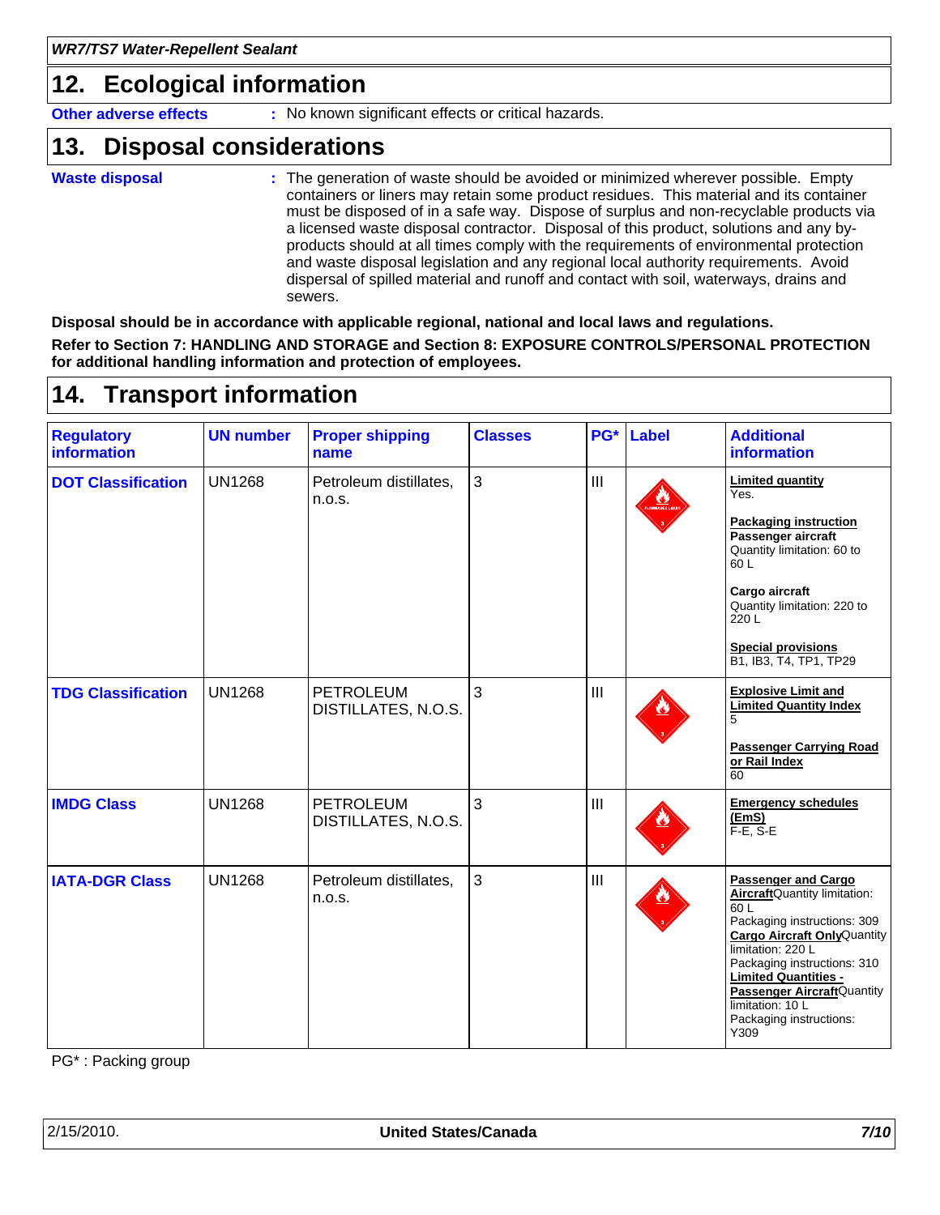## 12. Ecological information

**Other adverse effects** : No known significant effects or critical hazards.

## 13. Disposal considerations

**Waste disposal** : The generation of waste should be avoided or minimized wherever possible. Empty containers or liners may retain some product residues. This material and its container must be disposed of in a safe way. Dispose of surplus and non-recyclable products via a licensed waste disposal contractor. Disposal of this product, solutions and any by-products should at all times comply with the requirements of environmental protection and waste disposal legislation and any regional local authority requirements. Avoid dispersal of spilled material and runoff and contact with soil, waterways, drains and sewers.

**Disposal should be in accordance with applicable regional, national and local laws and regulations.**

**Refer to Section 7: HANDLING AND STORAGE and Section 8: EXPOSURE CONTROLS/PERSONAL PROTECTION for additional handling information and protection of employees.**

## 14. Transport information

| Regulatory information | UN number | Proper shipping name | Classes | PG* | Label | Additional information |
|---|---|---|---|---|---|---|
| DOT Classification | UN1268 | Petroleum distillates, n.o.s. | 3 | III | | **Limited quantity** Yes. **Packaging instruction** **Passenger aircraft** Quantity limitation: 60 to 60 L **Cargo aircraft** Quantity limitation: 220 to 220 L **Special provisions** B1, IB3, T4, TP1, TP29 |
| TDG Classification | UN1268 | PETROLEUM DISTILLATES, N.O.S. | 3 | III | | **Explosive Limit and Limited Quantity Index** 5 **Passenger Carrying Road or Rail Index** 60 |
| IMDG Class | UN1268 | PETROLEUM DISTILLATES, N.O.S. | 3 | III | | **Emergency schedules (EmS)** F-E, S-E |
| IATA-DGR Class | UN1268 | Petroleum distillates, n.o.s. | 3 | III | | **Passenger and Cargo Aircraft** Quantity limitation: 60 L Packaging instructions: 309 **Cargo Aircraft Only** Quantity limitation: 220 L Packaging instructions: 310 **Limited Quantities - Passenger Aircraft** Quantity limitation: 10 L Packaging instructions: Y309 |

PG* : Packing group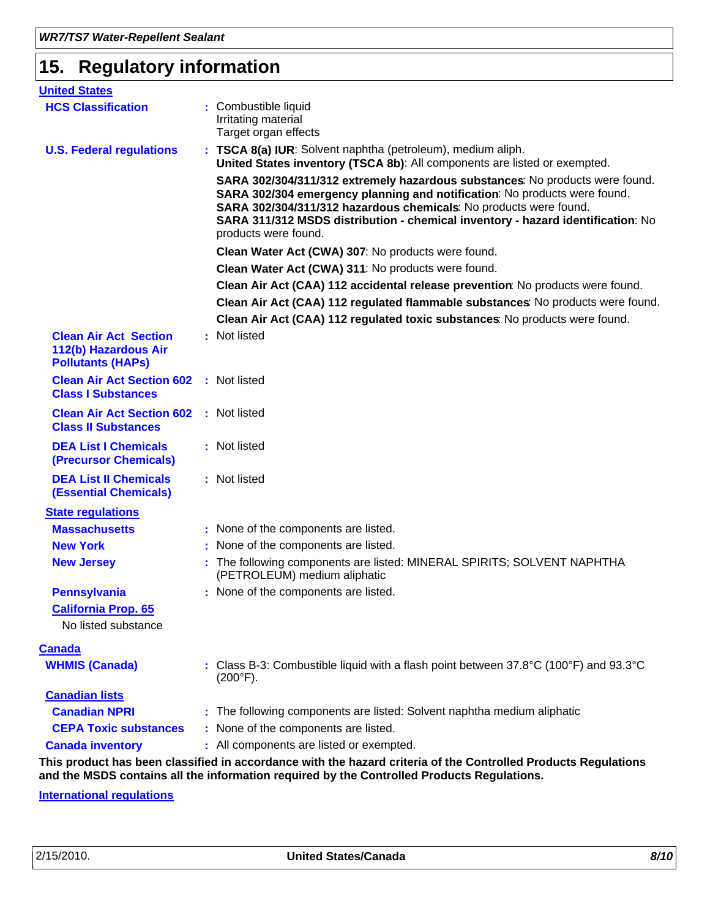## 15. Regulatory information

**United States**

**HCS Classification** : Combustible liquid
Irritating material
Target organ effects

**U.S. Federal regulations** : **TSCA 8(a) IUR**: Solvent naphtha (petroleum), medium aliph.
**United States inventory (TSCA 8b)**: All components are listed or exempted.

**SARA 302/304/311/312 extremely hazardous substances**: No products were found.
**SARA 302/304 emergency planning and notification**: No products were found.
**SARA 302/304/311/312 hazardous chemicals**: No products were found.
**SARA 311/312 MSDS distribution - chemical inventory - hazard identification**: No products were found.

**Clean Water Act (CWA) 307**: No products were found.

**Clean Water Act (CWA) 311**: No products were found.

**Clean Air Act (CAA) 112 accidental release prevention**: No products were found.

**Clean Air Act (CAA) 112 regulated flammable substances**: No products were found.

**Clean Air Act (CAA) 112 regulated toxic substances**: No products were found.

**Clean Air Act Section 112(b) Hazardous Air Pollutants (HAPs)** : Not listed

**Clean Air Act Section 602 Class I Substances** : Not listed

**Clean Air Act Section 602 Class II Substances** : Not listed

**DEA List I Chemicals (Precursor Chemicals)** : Not listed

**DEA List II Chemicals (Essential Chemicals)** : Not listed

**State regulations**

**Massachusetts** : None of the components are listed.

**New York** : None of the components are listed.

**New Jersey** : The following components are listed: MINERAL SPIRITS; SOLVENT NAPHTHA (PETROLEUM) medium aliphatic

**Pennsylvania** : None of the components are listed.

**California Prop. 65**

No listed substance

**Canada**

**WHMIS (Canada)** : Class B-3: Combustible liquid with a flash point between 37.8°C (100°F) and 93.3°C (200°F).

**Canadian lists**

**Canadian NPRI** : The following components are listed: Solvent naphtha medium aliphatic

**CEPA Toxic substances** : None of the components are listed.

**Canada inventory** : All components are listed or exempted.

**This product has been classified in accordance with the hazard criteria of the Controlled Products Regulations and the MSDS contains all the information required by the Controlled Products Regulations.**

**International regulations**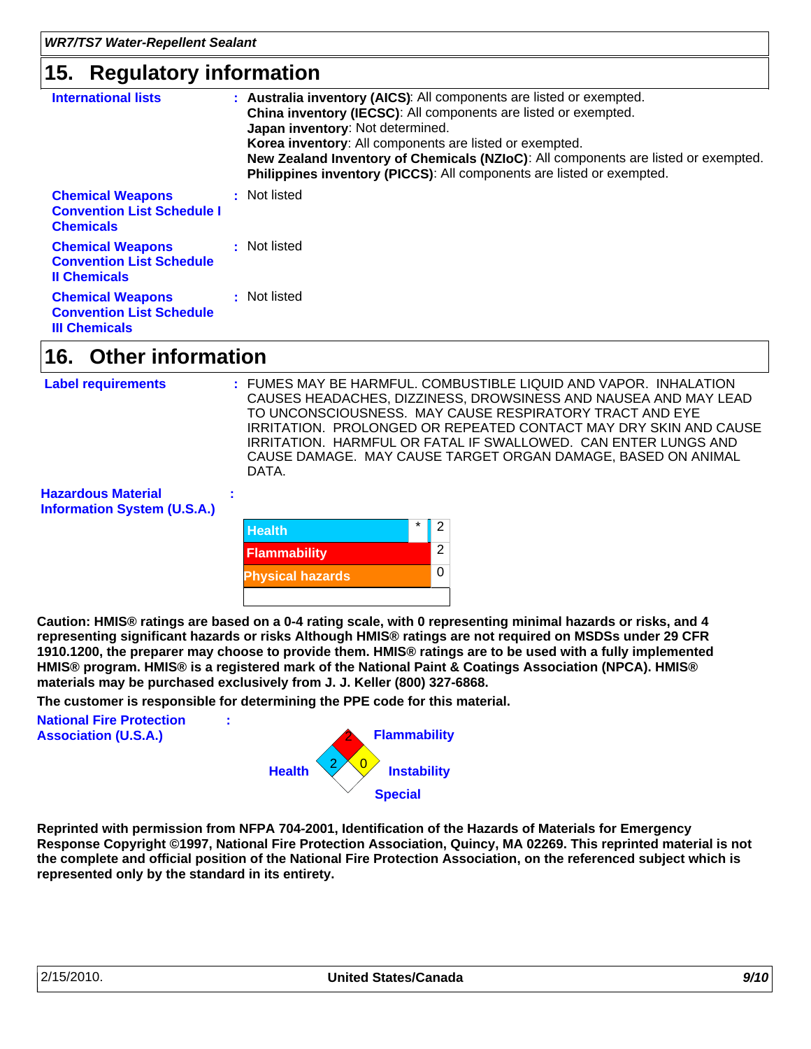## 15. Regulatory information

**International lists** : **Australia inventory (AICS)**: All components are listed or exempted.
**China inventory (IECSC)**: All components are listed or exempted.
**Japan inventory**: Not determined.
**Korea inventory**: All components are listed or exempted.
**New Zealand Inventory of Chemicals (NZIoC)**: All components are listed or exempted.
**Philippines inventory (PICCS)**: All components are listed or exempted.

**Chemical Weapons Convention List Schedule I Chemicals** : Not listed

**Chemical Weapons Convention List Schedule II Chemicals** : Not listed

**Chemical Weapons Convention List Schedule III Chemicals** : Not listed

## 16. Other information

**Label requirements** : FUMES MAY BE HARMFUL. COMBUSTIBLE LIQUID AND VAPOR. INHALATION CAUSES HEADACHES, DIZZINESS, DROWSINESS AND NAUSEA AND MAY LEAD TO UNCONSCIOUSNESS. MAY CAUSE RESPIRATORY TRACT AND EYE IRRITATION. PROLONGED OR REPEATED CONTACT MAY DRY SKIN AND CAUSE IRRITATION. HARMFUL OR FATAL IF SWALLOWED. CAN ENTER LUNGS AND CAUSE DAMAGE. MAY CAUSE TARGET ORGAN DAMAGE, BASED ON ANIMAL DATA.

**Hazardous Material Information System (U.S.A.)** :

| | | |
|---|---|---|
| Health | * | 2 |
| Flammability | | 2 |
| Physical hazards | | 0 |
| | | |

**Caution: HMIS® ratings are based on a 0-4 rating scale, with 0 representing minimal hazards or risks, and 4 representing significant hazards or risks Although HMIS® ratings are not required on MSDSs under 29 CFR 1910.1200, the preparer may choose to provide them. HMIS® ratings are to be used with a fully implemented HMIS® program. HMIS® is a registered mark of the National Paint & Coatings Association (NPCA). HMIS® materials may be purchased exclusively from J. J. Keller (800) 327-6868.**

**The customer is responsible for determining the PPE code for this material.**

**National Fire Protection Association (U.S.A.)** :

Flammability: 2
Health: 2
Instability: 0
Special:

**Reprinted with permission from NFPA 704-2001, Identification of the Hazards of Materials for Emergency Response Copyright ©1997, National Fire Protection Association, Quincy, MA 02269. This reprinted material is not the complete and official position of the National Fire Protection Association, on the referenced subject which is represented only by the standard in its entirety.**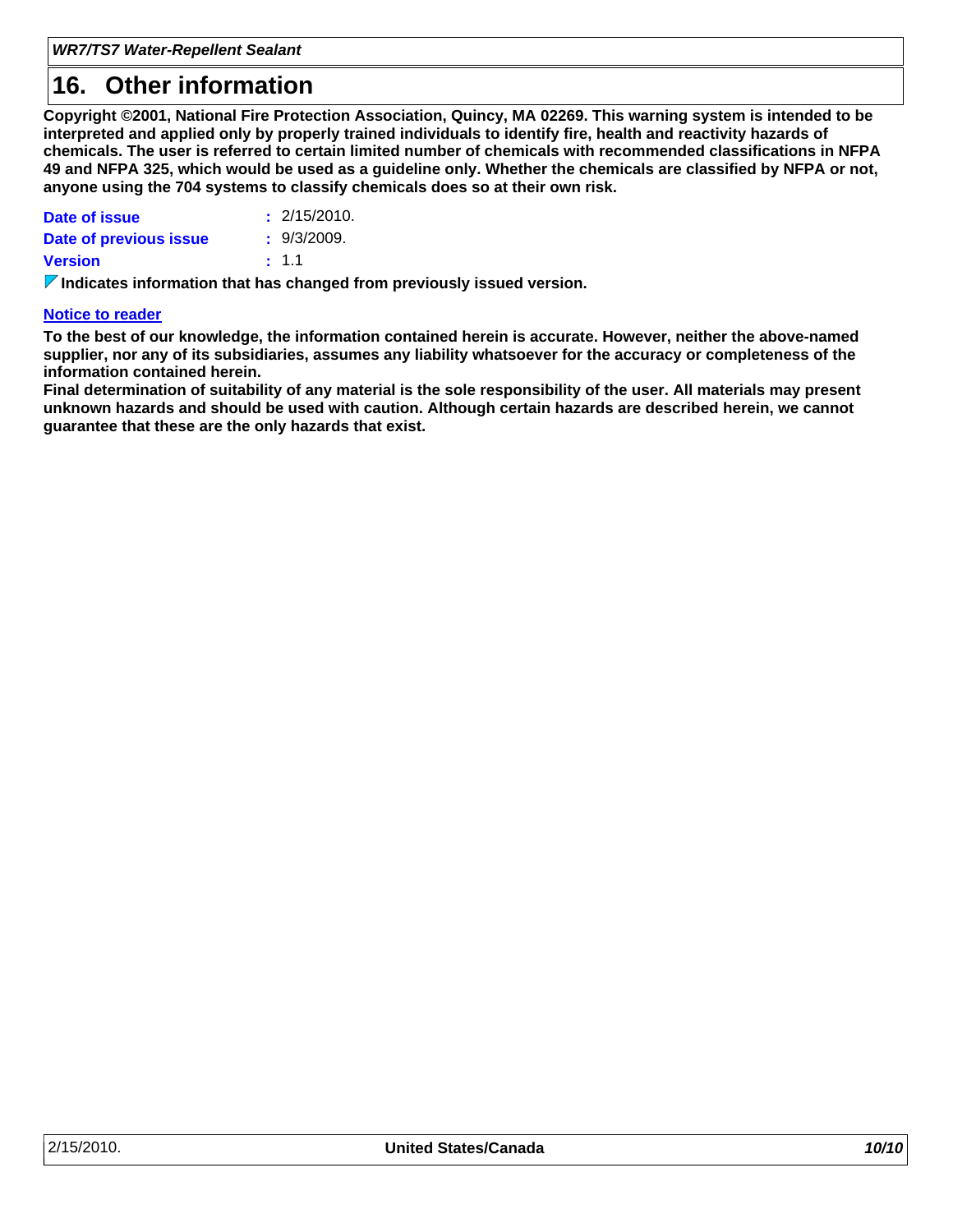## 16. Other information

**Copyright ©2001, National Fire Protection Association, Quincy, MA 02269. This warning system is intended to be interpreted and applied only by properly trained individuals to identify fire, health and reactivity hazards of chemicals. The user is referred to certain limited number of chemicals with recommended classifications in NFPA 49 and NFPA 325, which would be used as a guideline only. Whether the chemicals are classified by NFPA or not, anyone using the 704 systems to classify chemicals does so at their own risk.**

**Date of issue** : 2/15/2010.

**Date of previous issue** : 9/3/2009.

**Version** : 1.1

**Indicates information that has changed from previously issued version.**

**Notice to reader**

**To the best of our knowledge, the information contained herein is accurate. However, neither the above-named supplier, nor any of its subsidiaries, assumes any liability whatsoever for the accuracy or completeness of the information contained herein.**

**Final determination of suitability of any material is the sole responsibility of the user. All materials may present unknown hazards and should be used with caution. Although certain hazards are described herein, we cannot guarantee that these are the only hazards that exist.**